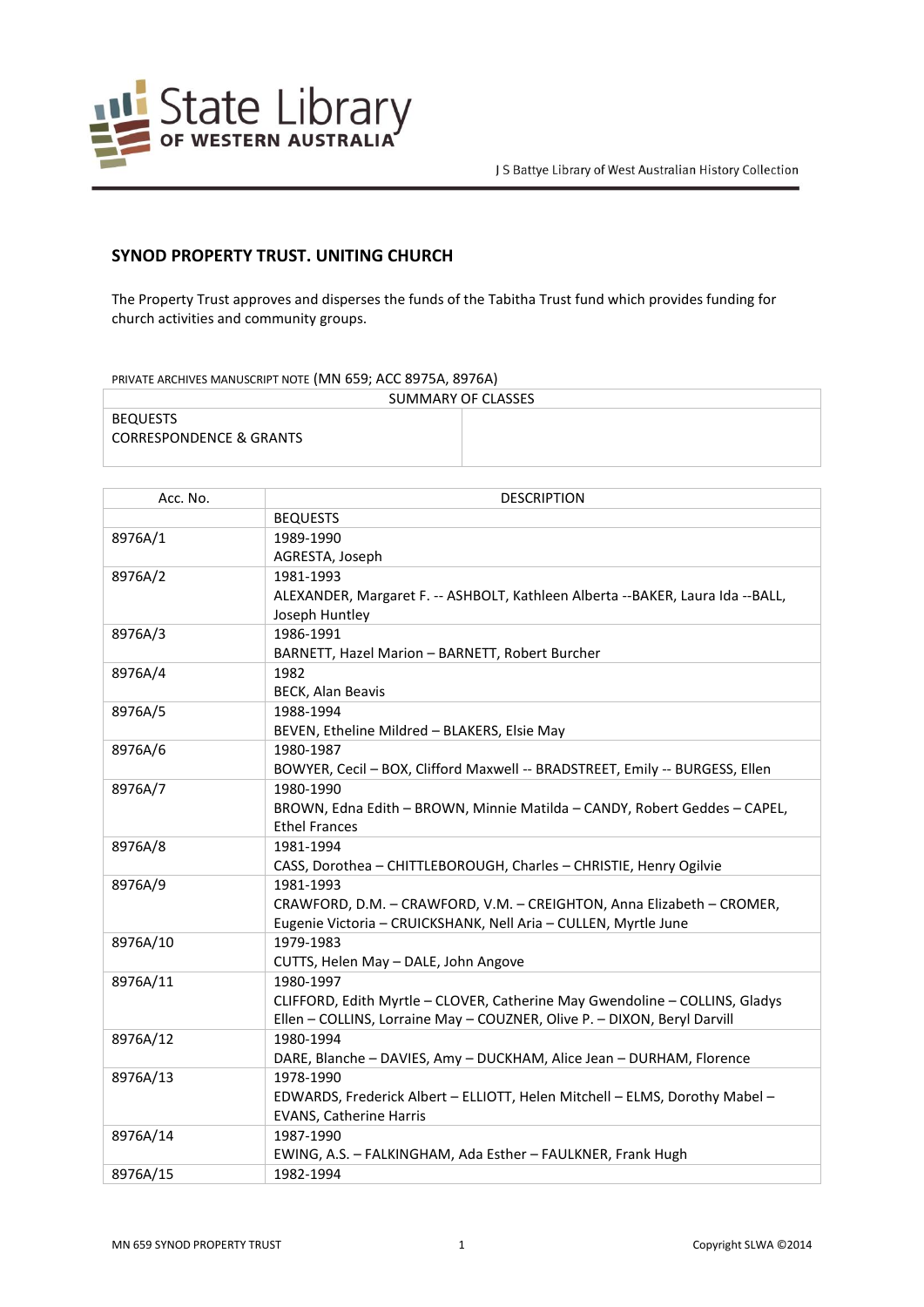J S Battye Library of West Australian History Collection

## SYNOD PROPERTY TRUST. UNITING CHURCH

The Property Trust approves and disperses the funds of the Tabitha Trust fund which provides funding for church activities and community groups.

PRIVATE ARCHIVES MANUSCRIPT NOTE (MN 659; ACC 8975A, 8976A)

| SUMMARY OF CLASSES | |
|---|---|
| BEQUESTS<br>CORRESPONDENCE & GRANTS | |

| Acc. No. | DESCRIPTION |
|---|---|
| | BEQUESTS |
| 8976A/1 | 1989-1990<br>AGRESTA, Joseph |
| 8976A/2 | 1981-1993<br>ALEXANDER, Margaret F. -- ASHBOLT, Kathleen Alberta --BAKER, Laura Ida --BALL, Joseph Huntley |
| 8976A/3 | 1986-1991<br>BARNETT, Hazel Marion – BARNETT, Robert Burcher |
| 8976A/4 | 1982<br>BECK, Alan Beavis |
| 8976A/5 | 1988-1994<br>BEVEN, Etheline Mildred – BLAKERS, Elsie May |
| 8976A/6 | 1980-1987<br>BOWYER, Cecil – BOX, Clifford Maxwell -- BRADSTREET, Emily -- BURGESS, Ellen |
| 8976A/7 | 1980-1990<br>BROWN, Edna Edith – BROWN, Minnie Matilda – CANDY, Robert Geddes – CAPEL, Ethel Frances |
| 8976A/8 | 1981-1994<br>CASS, Dorothea – CHITTLEBOROUGH, Charles – CHRISTIE, Henry Ogilvie |
| 8976A/9 | 1981-1993<br>CRAWFORD, D.M. – CRAWFORD, V.M. – CREIGHTON, Anna Elizabeth – CROMER, Eugenie Victoria – CRUICKSHANK, Nell Aria – CULLEN, Myrtle June |
| 8976A/10 | 1979-1983<br>CUTTS, Helen May – DALE, John Angove |
| 8976A/11 | 1980-1997<br>CLIFFORD, Edith Myrtle – CLOVER, Catherine May Gwendoline – COLLINS, Gladys Ellen – COLLINS, Lorraine May – COUZNER, Olive P. – DIXON, Beryl Darvill |
| 8976A/12 | 1980-1994<br>DARE, Blanche – DAVIES, Amy – DUCKHAM, Alice Jean – DURHAM, Florence |
| 8976A/13 | 1978-1990<br>EDWARDS, Frederick Albert – ELLIOTT, Helen Mitchell – ELMS, Dorothy Mabel – EVANS, Catherine Harris |
| 8976A/14 | 1987-1990<br>EWING, A.S. – FALKINGHAM, Ada Esther – FAULKNER, Frank Hugh |
| 8976A/15 | 1982-1994 |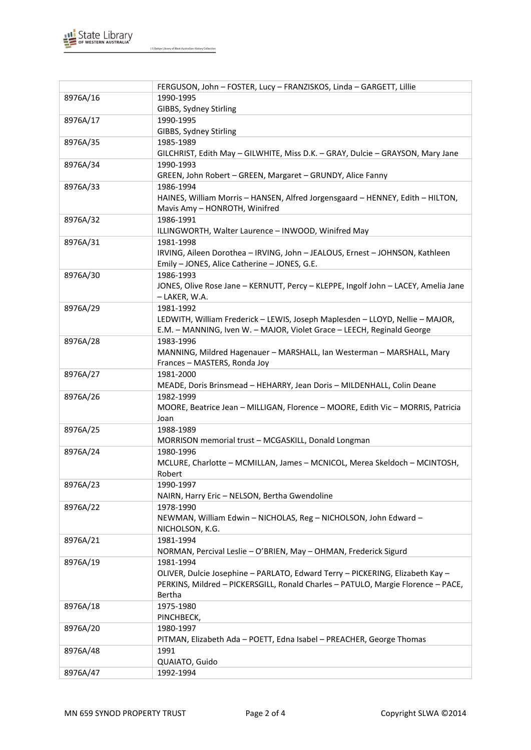| | |
|---|---|
| | FERGUSON, John – FOSTER, Lucy – FRANZISKOS, Linda – GARGETT, Lillie |
| 8976A/16 | 1990-1995<br>GIBBS, Sydney Stirling |
| 8976A/17 | 1990-1995<br>GIBBS, Sydney Stirling |
| 8976A/35 | 1985-1989<br>GILCHRIST, Edith May – GILWHITE, Miss D.K. – GRAY, Dulcie – GRAYSON, Mary Jane |
| 8976A/34 | 1990-1993<br>GREEN, John Robert – GREEN, Margaret – GRUNDY, Alice Fanny |
| 8976A/33 | 1986-1994<br>HAINES, William Morris – HANSEN, Alfred Jorgensgaard – HENNEY, Edith – HILTON, Mavis Amy – HONROTH, Winifred |
| 8976A/32 | 1986-1991<br>ILLINGWORTH, Walter Laurence – INWOOD, Winifred May |
| 8976A/31 | 1981-1998<br>IRVING, Aileen Dorothea – IRVING, John – JEALOUS, Ernest – JOHNSON, Kathleen Emily – JONES, Alice Catherine – JONES, G.E. |
| 8976A/30 | 1986-1993<br>JONES, Olive Rose Jane – KERNUTT, Percy – KLEPPE, Ingolf John – LACEY, Amelia Jane – LAKER, W.A. |
| 8976A/29 | 1981-1992<br>LEDWITH, William Frederick – LEWIS, Joseph Maplesden – LLOYD, Nellie – MAJOR, E.M. – MANNING, Iven W. – MAJOR, Violet Grace – LEECH, Reginald George |
| 8976A/28 | 1983-1996<br>MANNING, Mildred Hagenauer – MARSHALL, Ian Westerman – MARSHALL, Mary Frances – MASTERS, Ronda Joy |
| 8976A/27 | 1981-2000<br>MEADE, Doris Brinsmead – HEHARRY, Jean Doris – MILDENHALL, Colin Deane |
| 8976A/26 | 1982-1999<br>MOORE, Beatrice Jean – MILLIGAN, Florence – MOORE, Edith Vic – MORRIS, Patricia Joan |
| 8976A/25 | 1988-1989<br>MORRISON memorial trust – MCGASKILL, Donald Longman |
| 8976A/24 | 1980-1996<br>MCLURE, Charlotte – MCMILLAN, James – MCNICOL, Merea Skeldoch – MCINTOSH, Robert |
| 8976A/23 | 1990-1997<br>NAIRN, Harry Eric – NELSON, Bertha Gwendoline |
| 8976A/22 | 1978-1990<br>NEWMAN, William Edwin – NICHOLAS, Reg – NICHOLSON, John Edward – NICHOLSON, K.G. |
| 8976A/21 | 1981-1994<br>NORMAN, Percival Leslie – O'BRIEN, May – OHMAN, Frederick Sigurd |
| 8976A/19 | 1981-1994<br>OLIVER, Dulcie Josephine – PARLATO, Edward Terry – PICKERING, Elizabeth Kay – PERKINS, Mildred – PICKERSGILL, Ronald Charles – PATULO, Margie Florence – PACE, Bertha |
| 8976A/18 | 1975-1980<br>PINCHBECK, |
| 8976A/20 | 1980-1997<br>PITMAN, Elizabeth Ada – POETT, Edna Isabel – PREACHER, George Thomas |
| 8976A/48 | 1991<br>QUAIATO, Guido |
| 8976A/47 | 1992-1994 |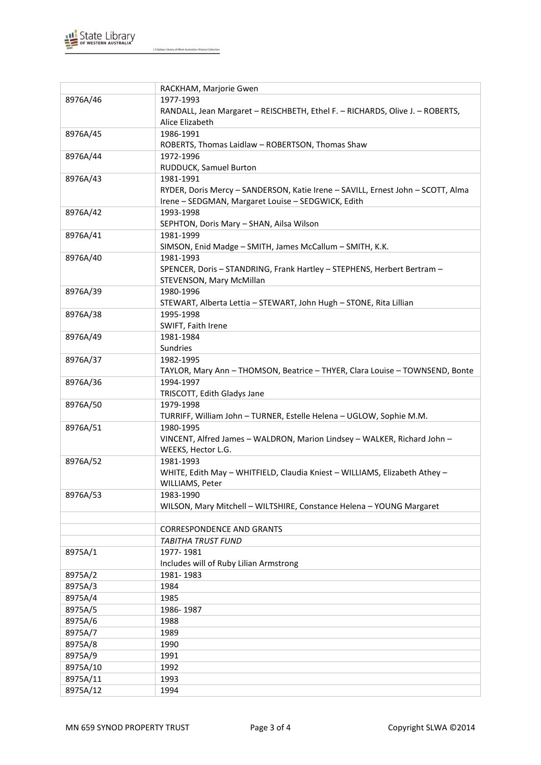| | |
|---|---|
| | RACKHAM, Marjorie Gwen |
| 8976A/46 | 1977-1993<br>RANDALL, Jean Margaret – REISCHBETH, Ethel F. – RICHARDS, Olive J. – ROBERTS, Alice Elizabeth |
| 8976A/45 | 1986-1991<br>ROBERTS, Thomas Laidlaw – ROBERTSON, Thomas Shaw |
| 8976A/44 | 1972-1996<br>RUDDUCK, Samuel Burton |
| 8976A/43 | 1981-1991<br>RYDER, Doris Mercy – SANDERSON, Katie Irene – SAVILL, Ernest John – SCOTT, Alma Irene – SEDGMAN, Margaret Louise – SEDGWICK, Edith |
| 8976A/42 | 1993-1998<br>SEPHTON, Doris Mary – SHAN, Ailsa Wilson |
| 8976A/41 | 1981-1999<br>SIMSON, Enid Madge – SMITH, James McCallum – SMITH, K.K. |
| 8976A/40 | 1981-1993<br>SPENCER, Doris – STANDRING, Frank Hartley – STEPHENS, Herbert Bertram – STEVENSON, Mary McMillan |
| 8976A/39 | 1980-1996<br>STEWART, Alberta Lettia – STEWART, John Hugh – STONE, Rita Lillian |
| 8976A/38 | 1995-1998<br>SWIFT, Faith Irene |
| 8976A/49 | 1981-1984<br>Sundries |
| 8976A/37 | 1982-1995<br>TAYLOR, Mary Ann – THOMSON, Beatrice – THYER, Clara Louise – TOWNSEND, Bonte |
| 8976A/36 | 1994-1997<br>TRISCOTT, Edith Gladys Jane |
| 8976A/50 | 1979-1998<br>TURRIFF, William John – TURNER, Estelle Helena – UGLOW, Sophie M.M. |
| 8976A/51 | 1980-1995<br>VINCENT, Alfred James – WALDRON, Marion Lindsey – WALKER, Richard John – WEEKS, Hector L.G. |
| 8976A/52 | 1981-1993<br>WHITE, Edith May – WHITFIELD, Claudia Kniest – WILLIAMS, Elizabeth Athey – WILLIAMS, Peter |
| 8976A/53 | 1983-1990<br>WILSON, Mary Mitchell – WILTSHIRE, Constance Helena – YOUNG Margaret |
| | |
| | CORRESPONDENCE AND GRANTS |
| | *TABITHA TRUST FUND* |
| 8975A/1 | 1977- 1981<br>Includes will of Ruby Lilian Armstrong |
| 8975A/2 | 1981- 1983 |
| 8975A/3 | 1984 |
| 8975A/4 | 1985 |
| 8975A/5 | 1986- 1987 |
| 8975A/6 | 1988 |
| 8975A/7 | 1989 |
| 8975A/8 | 1990 |
| 8975A/9 | 1991 |
| 8975A/10 | 1992 |
| 8975A/11 | 1993 |
| 8975A/12 | 1994 |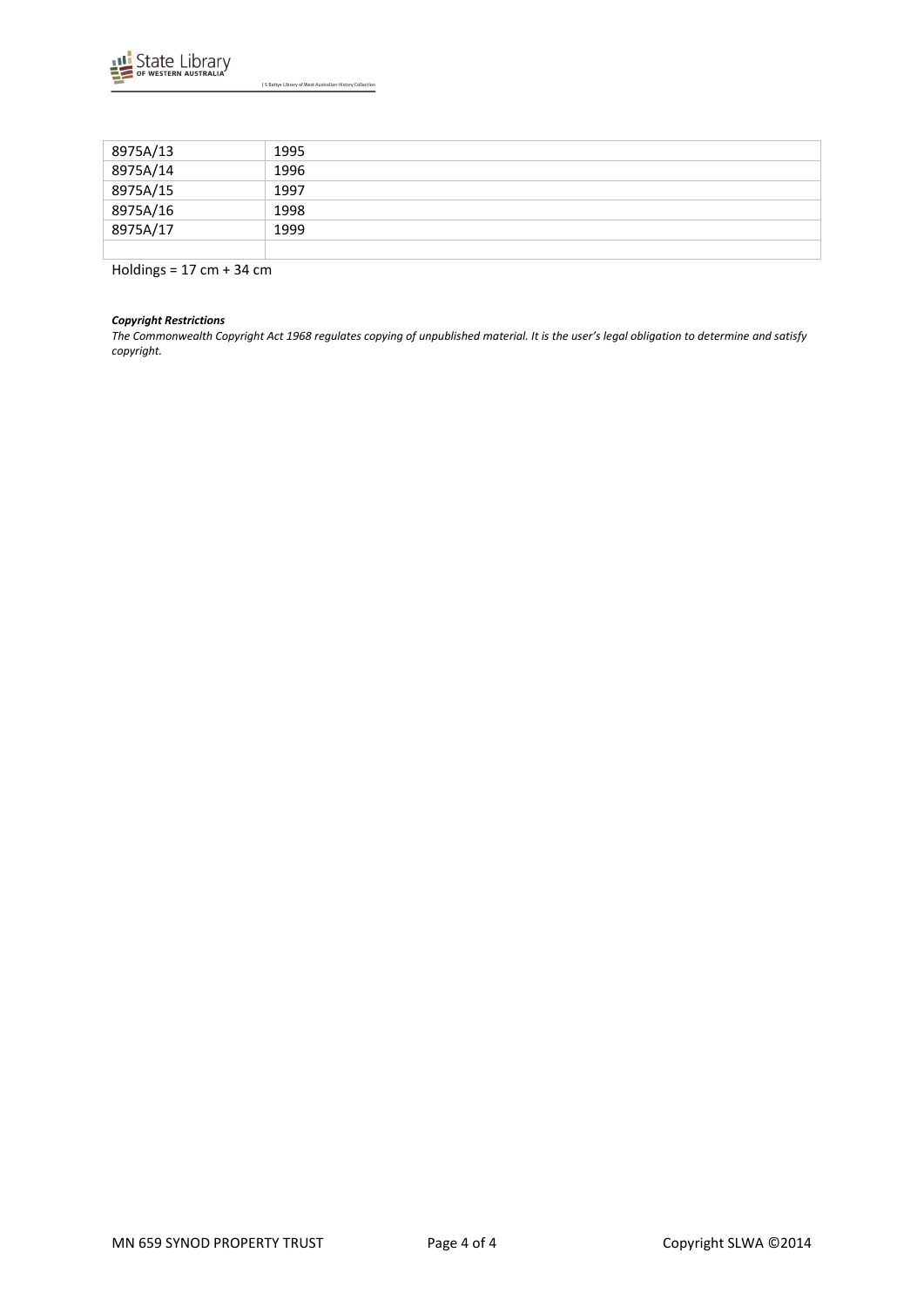| | |
|---|---|
| 8975A/13 | 1995 |
| 8975A/14 | 1996 |
| 8975A/15 | 1997 |
| 8975A/16 | 1998 |
| 8975A/17 | 1999 |
| | |

Holdings = 17 cm + 34 cm

***Copyright Restrictions***

*The Commonwealth Copyright Act 1968 regulates copying of unpublished material. It is the user's legal obligation to determine and satisfy copyright.*